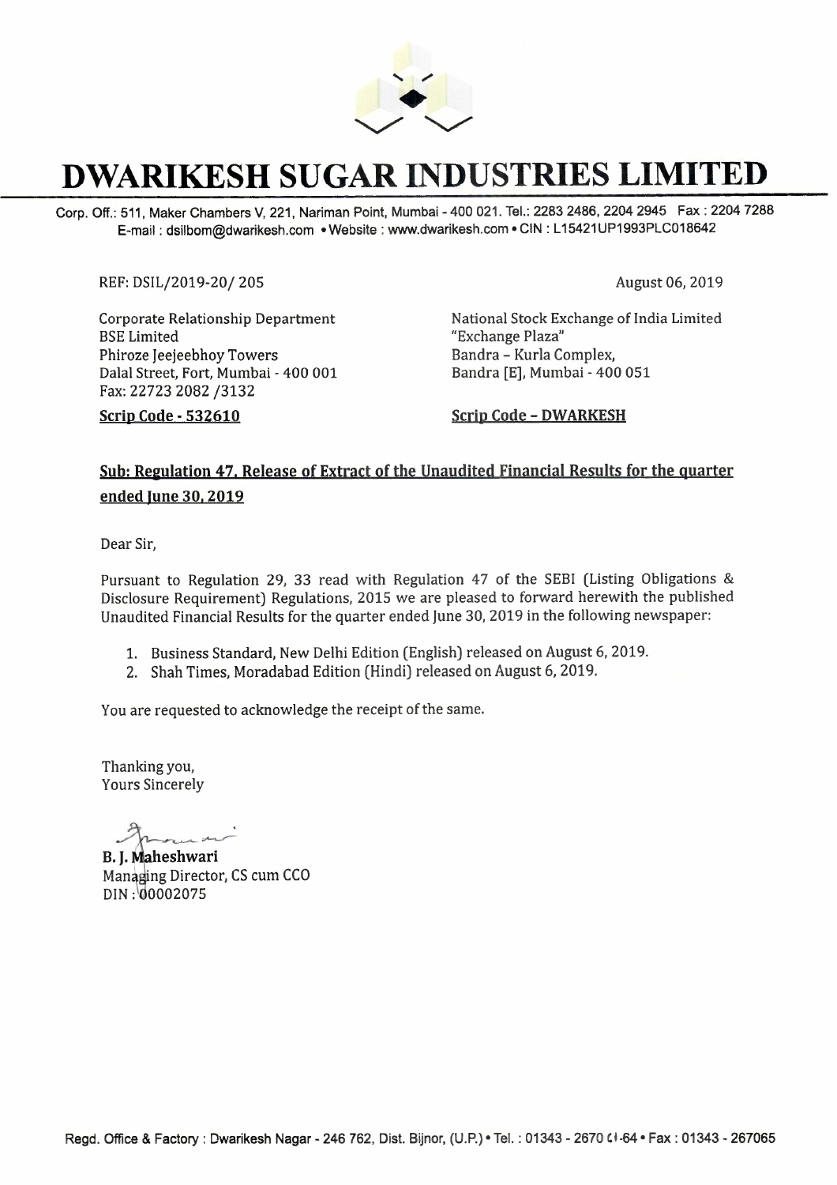# DWARIKESH SUGAR INDUSTRIES LIMITED

Corp. Off.: 511, Maker Chambers V, 221, Nariman Point, Mumbai - 400 021. Tel.: 2283 2486, 2204 2945 Fax : 2204 7288
E-mail : dsilbom@dwarikesh.com • Website : www.dwarikesh.com • CIN : L15421UP1993PLC018642

REF: DSIL/2019-20/ 205

August 06, 2019

Corporate Relationship Department
BSE Limited
Phiroze Jeejeebhoy Towers
Dalal Street, Fort, Mumbai - 400 001
Fax: 22723 2082 /3132

**Scrip Code - 532610**

National Stock Exchange of India Limited
"Exchange Plaza"
Bandra – Kurla Complex,
Bandra [E], Mumbai - 400 051

**Scrip Code – DWARKESH**

**Sub: Regulation 47, Release of Extract of the Unaudited Financial Results for the quarter ended June 30, 2019**

Dear Sir,

Pursuant to Regulation 29, 33 read with Regulation 47 of the SEBI (Listing Obligations & Disclosure Requirement) Regulations, 2015 we are pleased to forward herewith the published Unaudited Financial Results for the quarter ended June 30, 2019 in the following newspaper:

1. Business Standard, New Delhi Edition (English) released on August 6, 2019.
2. Shah Times, Moradabad Edition (Hindi) released on August 6, 2019.

You are requested to acknowledge the receipt of the same.

Thanking you,
Yours Sincerely

**B. J. Maheshwari**
Managing Director, CS cum CCO
DIN : 00002075

Regd. Office & Factory : Dwarikesh Nagar - 246 762, Dist. Bijnor, (U.P.) • Tel. : 01343 - 2670 61-64 • Fax : 01343 - 267065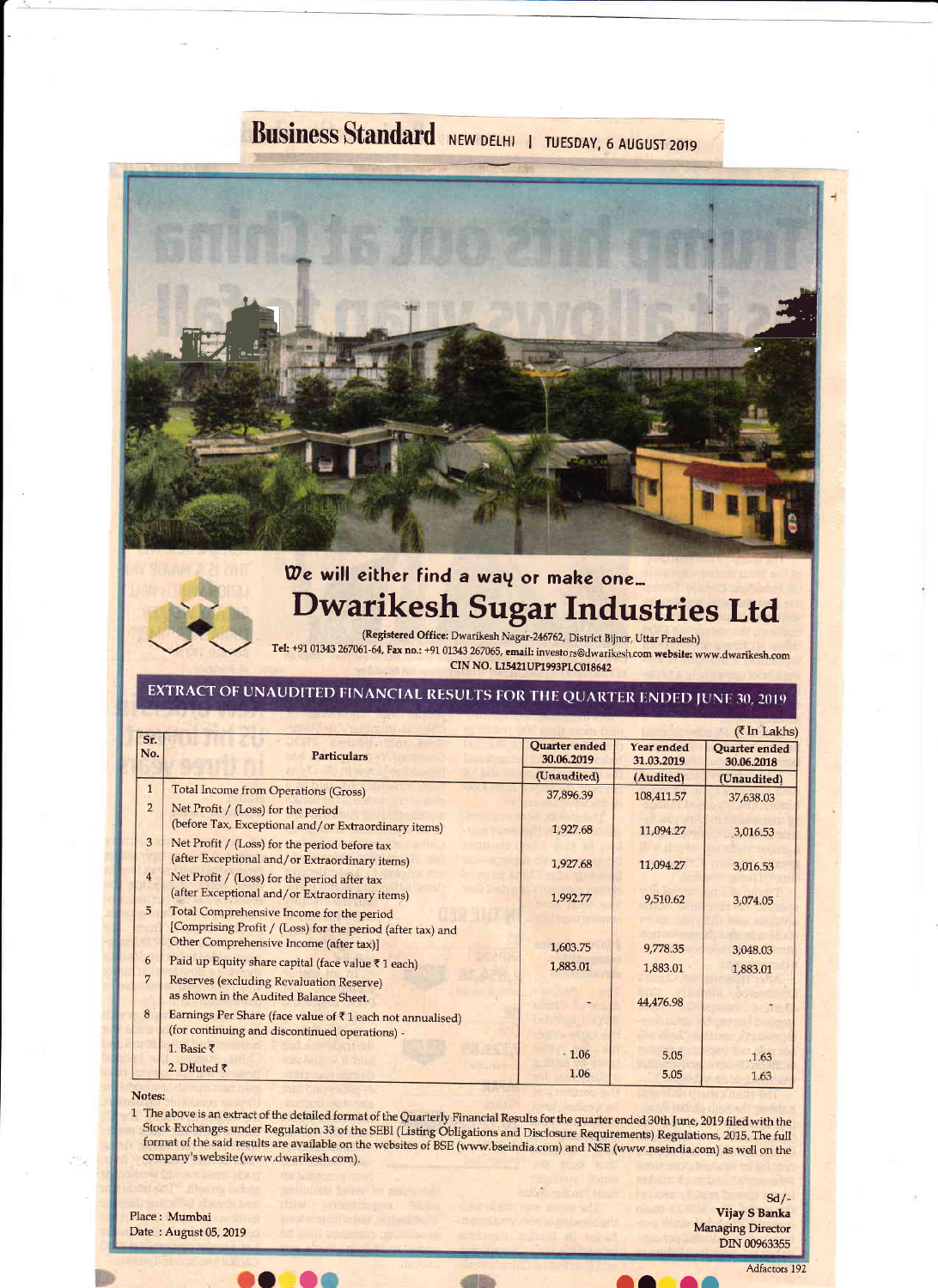Business Standard NEW DELHI | TUESDAY, 6 AUGUST 2019

*We will either find a way or make one...*

# Dwarikesh Sugar Industries Ltd

**(Registered Office:** Dwarikesh Nagar-246762, District Bijnor, Uttar Pradesh)

**Tel:** +91 01343 267061-64, **Fax no.:** +91 01343 267065, **email:** investors@dwarikesh.com **website:** www.dwarikesh.com

CIN NO. L15421UP1993PLC018642

## EXTRACT OF UNAUDITED FINANCIAL RESULTS FOR THE QUARTER ENDED JUNE 30, 2019

(₹ In Lakhs)

| Sr. No. | Particulars | Quarter ended 30.06.2019 | Year ended 31.03.2019 | Quarter ended 30.06.2018 |
|---|---|---|---|---|
| | | (Unaudited) | (Audited) | (Unaudited) |
| 1 | Total Income from Operations (Gross) | 37,896.39 | 108,411.57 | 37,638.03 |
| 2 | Net Profit / (Loss) for the period (before Tax, Exceptional and/or Extraordinary items) | 1,927.68 | 11,094.27 | 3,016.53 |
| 3 | Net Profit / (Loss) for the period before tax (after Exceptional and/or Extraordinary items) | 1,927.68 | 11,094.27 | 3,016.53 |
| 4 | Net Profit / (Loss) for the period after tax (after Exceptional and/or Extraordinary items) | 1,992.77 | 9,510.62 | 3,074.05 |
| 5 | Total Comprehensive Income for the period [Comprising Profit / (Loss) for the period (after tax) and Other Comprehensive Income (after tax)] | 1,603.75 | 9,778.35 | 3,048.03 |
| 6 | Paid up Equity share capital (face value ₹ 1 each) | 1,883.01 | 1,883.01 | 1,883.01 |
| 7 | Reserves (excluding Revaluation Reserve) as shown in the Audited Balance Sheet. | - | 44,476.98 | - |
| 8 | Earnings Per Share (face value of ₹ 1 each not annualised) (for continuing and discontinued operations) - | | | |
| | 1. Basic ₹ | 1.06 | 5.05 | 1.63 |
| | 2. Diluted ₹ | 1.06 | 5.05 | 1.63 |

**Notes:**

1 The above is an extract of the detailed format of the Quarterly Financial Results for the quarter ended 30th June, 2019 filed with the Stock Exchanges under Regulation 33 of the SEBI (Listing Obligations and Disclosure Requirements) Regulations, 2015. The full format of the said results are available on the websites of BSE (www.bseindia.com) and NSE (www.nseindia.com) as well on the company's website (www.dwarikesh.com).

Place : Mumbai
Date : August 05, 2019

Sd/-
**Vijay S Banka**
Managing Director
DIN 00963355

Adfactors 192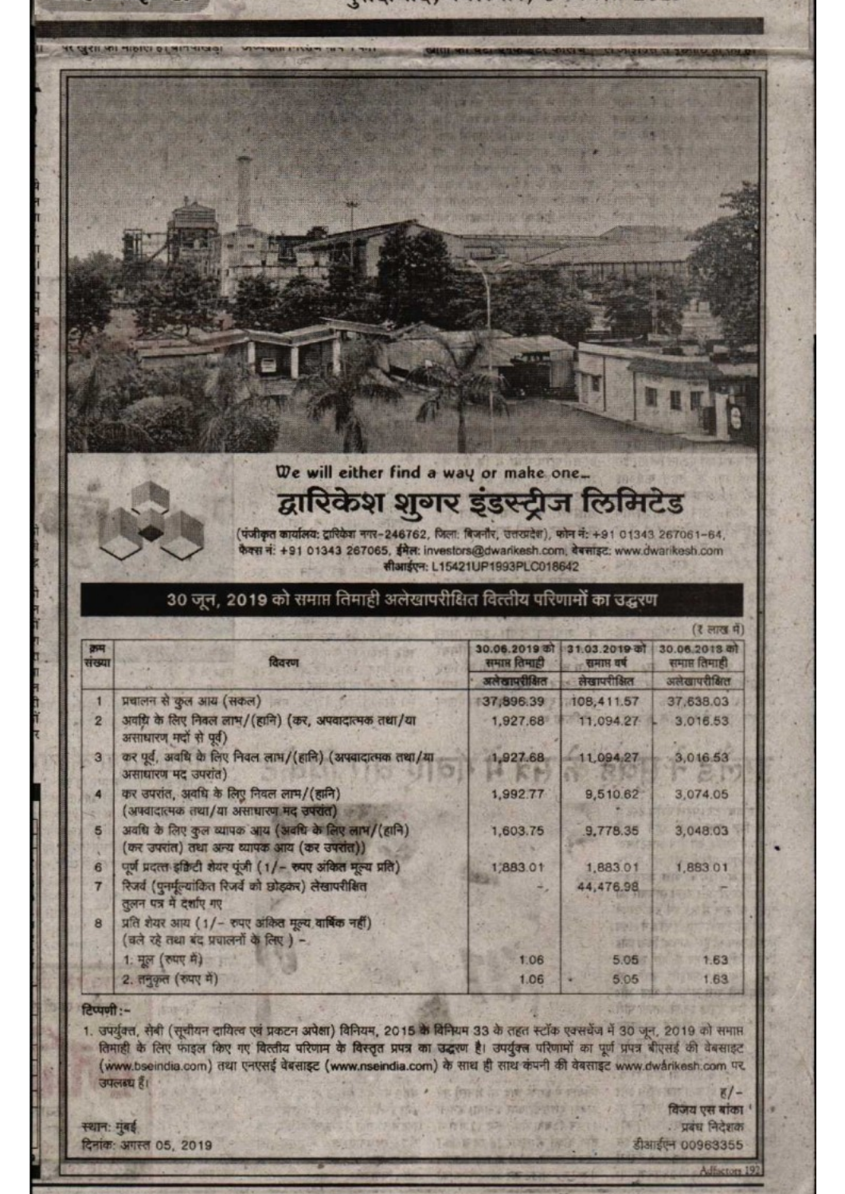*We will either find a way or make one...*

# द्वारिकेश शुगर इंडस्ट्रीज लिमिटेड

(पंजीकृत कार्यालय: द्वारिकेश नगर-246762, जिला: बिजनौर, उत्तरप्रदेश), फोन नं: +91 01343 267061-64, फैक्स नं: +91 01343 267065, ईमेल: investors@dwarikesh.com, वेबसाइट: www.dwarikesh.com
सीआईएन: L15421UP1993PLC018642

## 30 जून, 2019 को समाप्त तिमाही अलेखापरीक्षित वित्तीय परिणामों का उद्धरण

(₹ लाख में)

| क्रम संख्या | विवरण | 30.06.2019 को समाप्त तिमाही | 31.03.2019 को समाप्त वर्ष | 30.06.2018 को समाप्त तिमाही |
|---|---|---|---|---|
| | | अलेखापरीक्षित | लेखापरीक्षित | अलेखापरीक्षित |
| 1 | प्रचालन से कुल आय (सकल) | 37,896.39 | 108,411.57 | 37,638.03 |
| 2 | अवधि के लिए निवल लाभ/(हानि) (कर, अपवादात्मक तथा/या असाधारण मदों से पूर्व) | 1,927.68 | 11,094.27 | 3,016.53 |
| 3 | कर पूर्व, अवधि के लिए निवल लाभ/(हानि) (अपवादात्मक तथा/या असाधारण मद उपरांत) | 1,927.68 | 11,094.27 | 3,016.53 |
| 4 | कर उपरांत, अवधि के लिए निवल लाभ/(हानि) (अपवादात्मक तथा/या असाधारण मद उपरांत) | 1,992.77 | 9,510.62 | 3,074.05 |
| 5 | अवधि के लिए कुल व्यापक आय (अवधि के लिए लाभ/(हानि) (कर उपरांत) तथा अन्य व्यापक आय (कर उपरांत)) | 1,603.75 | 9,778.35 | 3,048.03 |
| 6 | पूर्ण प्रदत्त इक्विटी शेयर पूंजी (1/- रुपए अंकित मूल्य प्रति) | 1,883.01 | 1,883.01 | 1,883.01 |
| 7 | रिजर्व (पुनर्मूल्यांकित रिजर्व को छोड़कर) लेखापरीक्षित तुलन पत्र में दर्शाए गए | - | 44,476.98 | - |
| 8 | प्रति शेयर आय (1/- रुपए अंकित मूल्य वार्षिक नहीं) (चल रहे तथा बंद प्रचालनों के लिए) - | | | |
| | 1. मूल (रुपए में) | 1.06 | 5.05 | 1.63 |
| | 2. तनुकृत (रुपए में) | 1.06 | 5.05 | 1.63 |

**टिप्पणी:-**

1. उपर्युक्त, सेबी (सूचीयन दायित्व एवं प्रकटन अपेक्षा) विनियम, 2015 के विनियम 33 के तहत स्टॉक एक्सचेंज में 30 जून, 2019 को समाप्त तिमाही के लिए फाइल किए गए वित्तीय परिणाम के विस्तृत प्रपत्र का उद्धरण है। उपर्युक्त परिणामों का पूर्ण प्रपत्र बीएसई की वेबसाइट (www.bseindia.com) तथा एनएसई वेबसाइट (www.nseindia.com) के साथ ही साथ कंपनी की वेबसाइट www.dwarikesh.com पर उपलब्ध हैं।

ह/-
विजय एस बांका
प्रबंध निदेशक
डीआईएन 00963355

स्थान: मुंबई
दिनांक: अगस्त 05, 2019